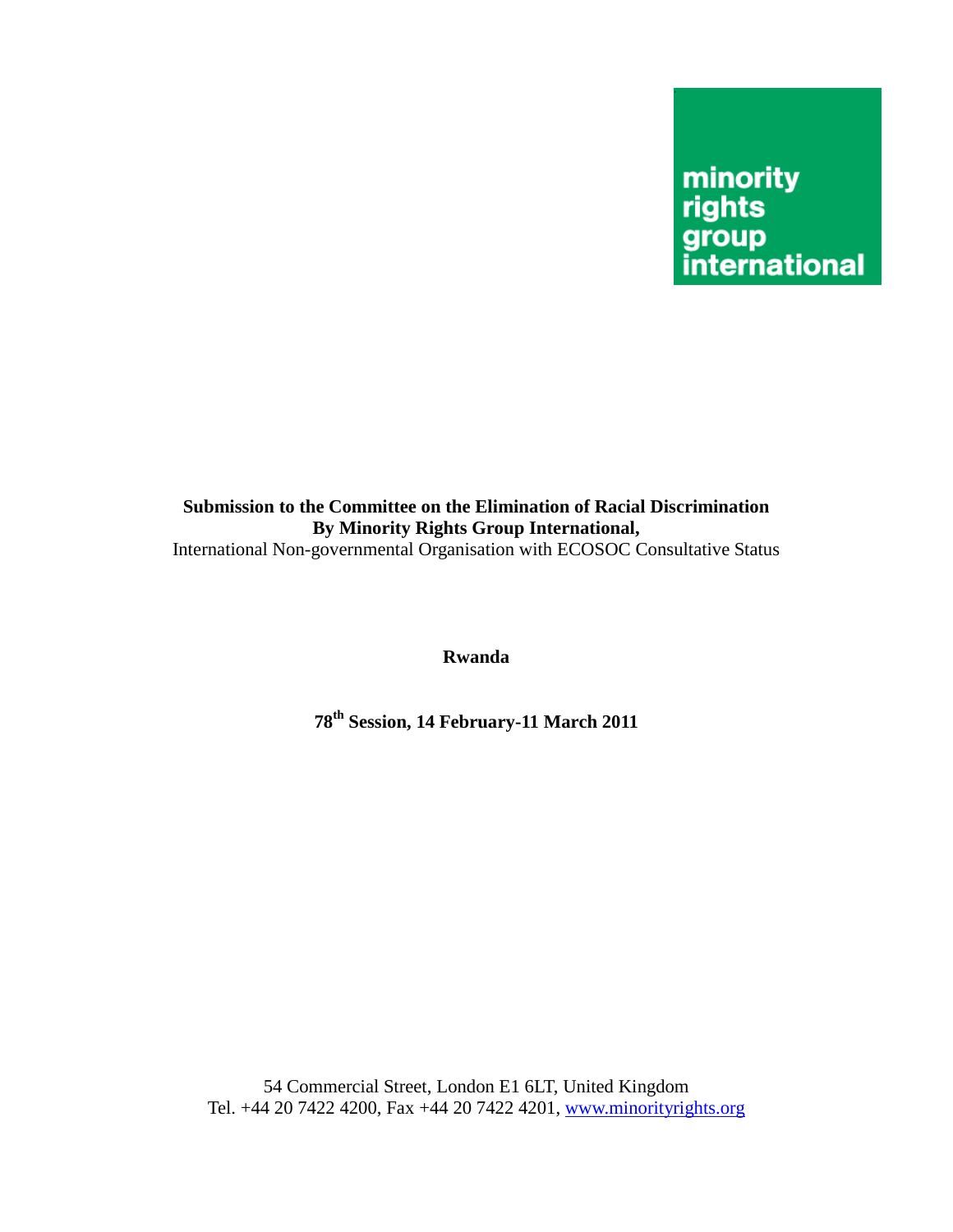minority rights group international

**Submission to the Committee on the Elimination of Racial Discrimination**
**By Minority Rights Group International,**
International Non-governmental Organisation with ECOSOC Consultative Status

**Rwanda**

**78th Session, 14 February-11 March 2011**

54 Commercial Street, London E1 6LT, United Kingdom
Tel. +44 20 7422 4200, Fax +44 20 7422 4201, www.minorityrights.org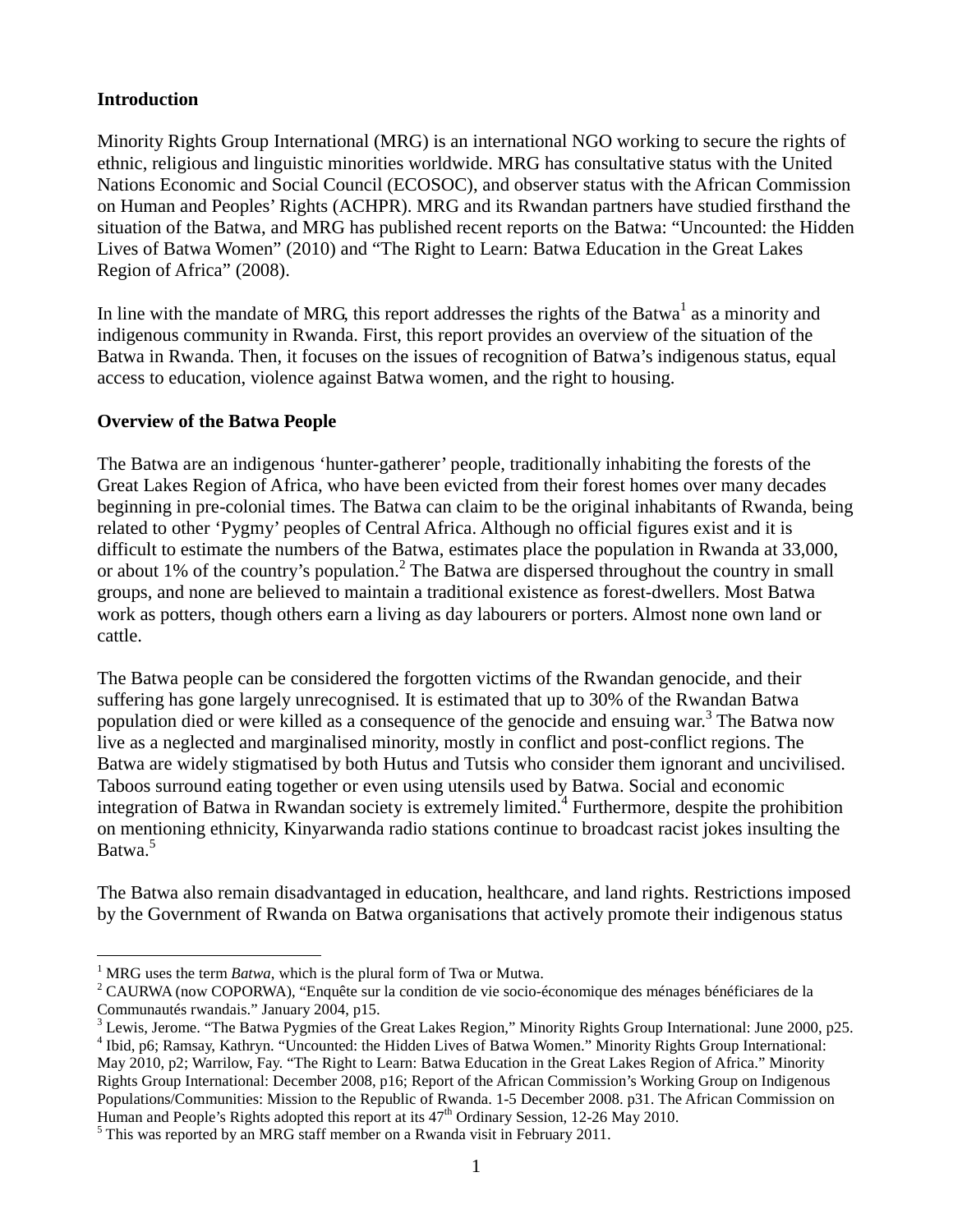**Introduction**

Minority Rights Group International (MRG) is an international NGO working to secure the rights of ethnic, religious and linguistic minorities worldwide. MRG has consultative status with the United Nations Economic and Social Council (ECOSOC), and observer status with the African Commission on Human and Peoples' Rights (ACHPR). MRG and its Rwandan partners have studied firsthand the situation of the Batwa, and MRG has published recent reports on the Batwa: "Uncounted: the Hidden Lives of Batwa Women" (2010) and "The Right to Learn: Batwa Education in the Great Lakes Region of Africa" (2008).

In line with the mandate of MRG, this report addresses the rights of the Batwa[1] as a minority and indigenous community in Rwanda. First, this report provides an overview of the situation of the Batwa in Rwanda. Then, it focuses on the issues of recognition of Batwa's indigenous status, equal access to education, violence against Batwa women, and the right to housing.

**Overview of the Batwa People**

The Batwa are an indigenous 'hunter-gatherer' people, traditionally inhabiting the forests of the Great Lakes Region of Africa, who have been evicted from their forest homes over many decades beginning in pre-colonial times. The Batwa can claim to be the original inhabitants of Rwanda, being related to other 'Pygmy' peoples of Central Africa. Although no official figures exist and it is difficult to estimate the numbers of the Batwa, estimates place the population in Rwanda at 33,000, or about 1% of the country's population.[2] The Batwa are dispersed throughout the country in small groups, and none are believed to maintain a traditional existence as forest-dwellers. Most Batwa work as potters, though others earn a living as day labourers or porters. Almost none own land or cattle.

The Batwa people can be considered the forgotten victims of the Rwandan genocide, and their suffering has gone largely unrecognised. It is estimated that up to 30% of the Rwandan Batwa population died or were killed as a consequence of the genocide and ensuing war.[3] The Batwa now live as a neglected and marginalised minority, mostly in conflict and post-conflict regions. The Batwa are widely stigmatised by both Hutus and Tutsis who consider them ignorant and uncivilised. Taboos surround eating together or even using utensils used by Batwa. Social and economic integration of Batwa in Rwandan society is extremely limited.[4] Furthermore, despite the prohibition on mentioning ethnicity, Kinyarwanda radio stations continue to broadcast racist jokes insulting the Batwa.[5]

The Batwa also remain disadvantaged in education, healthcare, and land rights. Restrictions imposed by the Government of Rwanda on Batwa organisations that actively promote their indigenous status

---

[1] MRG uses the term *Batwa*, which is the plural form of Twa or Mutwa.

[2] CAURWA (now COPORWA), "Enquête sur la condition de vie socio-économique des ménages bénéficiares de la Communautés rwandais." January 2004, p15.

[3] Lewis, Jerome. "The Batwa Pygmies of the Great Lakes Region," Minority Rights Group International: June 2000, p25.

[4] Ibid, p6; Ramsay, Kathryn. "Uncounted: the Hidden Lives of Batwa Women." Minority Rights Group International: May 2010, p2; Warrilow, Fay. "The Right to Learn: Batwa Education in the Great Lakes Region of Africa." Minority Rights Group International: December 2008, p16; Report of the African Commission's Working Group on Indigenous Populations/Communities: Mission to the Republic of Rwanda. 1-5 December 2008. p31. The African Commission on Human and People's Rights adopted this report at its 47th Ordinary Session, 12-26 May 2010.

[5] This was reported by an MRG staff member on a Rwanda visit in February 2011.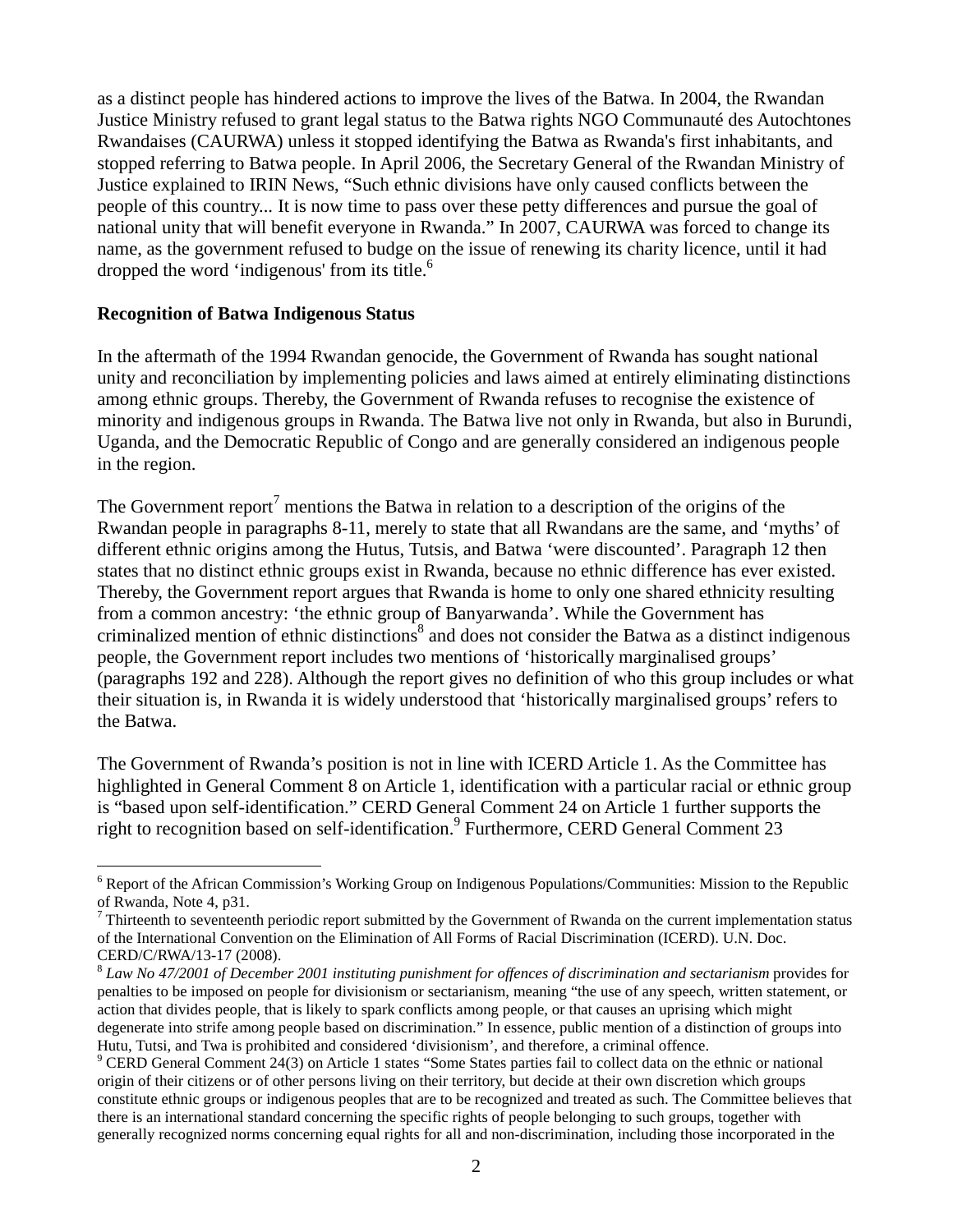as a distinct people has hindered actions to improve the lives of the Batwa. In 2004, the Rwandan Justice Ministry refused to grant legal status to the Batwa rights NGO Communauté des Autochtones Rwandaises (CAURWA) unless it stopped identifying the Batwa as Rwanda's first inhabitants, and stopped referring to Batwa people. In April 2006, the Secretary General of the Rwandan Ministry of Justice explained to IRIN News, "Such ethnic divisions have only caused conflicts between the people of this country... It is now time to pass over these petty differences and pursue the goal of national unity that will benefit everyone in Rwanda." In 2007, CAURWA was forced to change its name, as the government refused to budge on the issue of renewing its charity licence, until it had dropped the word 'indigenous' from its title.[6]

**Recognition of Batwa Indigenous Status**

In the aftermath of the 1994 Rwandan genocide, the Government of Rwanda has sought national unity and reconciliation by implementing policies and laws aimed at entirely eliminating distinctions among ethnic groups. Thereby, the Government of Rwanda refuses to recognise the existence of minority and indigenous groups in Rwanda. The Batwa live not only in Rwanda, but also in Burundi, Uganda, and the Democratic Republic of Congo and are generally considered an indigenous people in the region.

The Government report[7] mentions the Batwa in relation to a description of the origins of the Rwandan people in paragraphs 8-11, merely to state that all Rwandans are the same, and 'myths' of different ethnic origins among the Hutus, Tutsis, and Batwa 'were discounted'. Paragraph 12 then states that no distinct ethnic groups exist in Rwanda, because no ethnic difference has ever existed. Thereby, the Government report argues that Rwanda is home to only one shared ethnicity resulting from a common ancestry: 'the ethnic group of Banyarwanda'. While the Government has criminalized mention of ethnic distinctions[8] and does not consider the Batwa as a distinct indigenous people, the Government report includes two mentions of 'historically marginalised groups' (paragraphs 192 and 228). Although the report gives no definition of who this group includes or what their situation is, in Rwanda it is widely understood that 'historically marginalised groups' refers to the Batwa.

The Government of Rwanda's position is not in line with ICERD Article 1. As the Committee has highlighted in General Comment 8 on Article 1, identification with a particular racial or ethnic group is "based upon self-identification." CERD General Comment 24 on Article 1 further supports the right to recognition based on self-identification.[9] Furthermore, CERD General Comment 23

---

[6] Report of the African Commission's Working Group on Indigenous Populations/Communities: Mission to the Republic of Rwanda, Note 4, p31.

[7] Thirteenth to seventeenth periodic report submitted by the Government of Rwanda on the current implementation status of the International Convention on the Elimination of All Forms of Racial Discrimination (ICERD). U.N. Doc. CERD/C/RWA/13-17 (2008).

[8] *Law No 47/2001 of December 2001 instituting punishment for offences of discrimination and sectarianism* provides for penalties to be imposed on people for divisionism or sectarianism, meaning "the use of any speech, written statement, or action that divides people, that is likely to spark conflicts among people, or that causes an uprising which might degenerate into strife among people based on discrimination." In essence, public mention of a distinction of groups into Hutu, Tutsi, and Twa is prohibited and considered 'divisionism', and therefore, a criminal offence.

[9] CERD General Comment 24(3) on Article 1 states "Some States parties fail to collect data on the ethnic or national origin of their citizens or of other persons living on their territory, but decide at their own discretion which groups constitute ethnic groups or indigenous peoples that are to be recognized and treated as such. The Committee believes that there is an international standard concerning the specific rights of people belonging to such groups, together with generally recognized norms concerning equal rights for all and non-discrimination, including those incorporated in the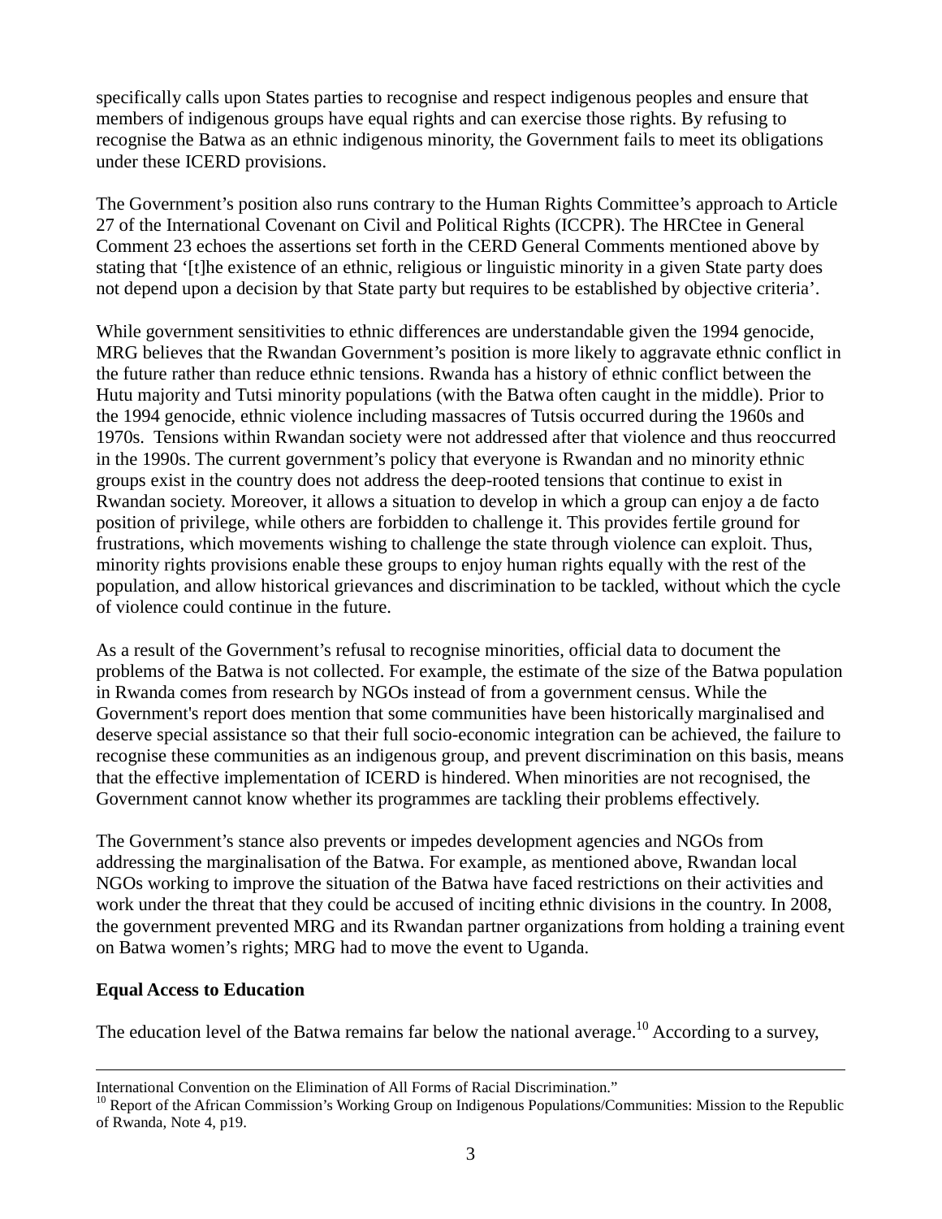specifically calls upon States parties to recognise and respect indigenous peoples and ensure that members of indigenous groups have equal rights and can exercise those rights. By refusing to recognise the Batwa as an ethnic indigenous minority, the Government fails to meet its obligations under these ICERD provisions.

The Government's position also runs contrary to the Human Rights Committee's approach to Article 27 of the International Covenant on Civil and Political Rights (ICCPR). The HRCtee in General Comment 23 echoes the assertions set forth in the CERD General Comments mentioned above by stating that '[t]he existence of an ethnic, religious or linguistic minority in a given State party does not depend upon a decision by that State party but requires to be established by objective criteria'.

While government sensitivities to ethnic differences are understandable given the 1994 genocide, MRG believes that the Rwandan Government's position is more likely to aggravate ethnic conflict in the future rather than reduce ethnic tensions. Rwanda has a history of ethnic conflict between the Hutu majority and Tutsi minority populations (with the Batwa often caught in the middle). Prior to the 1994 genocide, ethnic violence including massacres of Tutsis occurred during the 1960s and 1970s. Tensions within Rwandan society were not addressed after that violence and thus reoccurred in the 1990s. The current government's policy that everyone is Rwandan and no minority ethnic groups exist in the country does not address the deep-rooted tensions that continue to exist in Rwandan society. Moreover, it allows a situation to develop in which a group can enjoy a de facto position of privilege, while others are forbidden to challenge it. This provides fertile ground for frustrations, which movements wishing to challenge the state through violence can exploit. Thus, minority rights provisions enable these groups to enjoy human rights equally with the rest of the population, and allow historical grievances and discrimination to be tackled, without which the cycle of violence could continue in the future.

As a result of the Government's refusal to recognise minorities, official data to document the problems of the Batwa is not collected. For example, the estimate of the size of the Batwa population in Rwanda comes from research by NGOs instead of from a government census. While the Government's report does mention that some communities have been historically marginalised and deserve special assistance so that their full socio-economic integration can be achieved, the failure to recognise these communities as an indigenous group, and prevent discrimination on this basis, means that the effective implementation of ICERD is hindered. When minorities are not recognised, the Government cannot know whether its programmes are tackling their problems effectively.

The Government's stance also prevents or impedes development agencies and NGOs from addressing the marginalisation of the Batwa. For example, as mentioned above, Rwandan local NGOs working to improve the situation of the Batwa have faced restrictions on their activities and work under the threat that they could be accused of inciting ethnic divisions in the country. In 2008, the government prevented MRG and its Rwandan partner organizations from holding a training event on Batwa women's rights; MRG had to move the event to Uganda.

**Equal Access to Education**

The education level of the Batwa remains far below the national average.[10] According to a survey,

---

International Convention on the Elimination of All Forms of Racial Discrimination."

[10] Report of the African Commission's Working Group on Indigenous Populations/Communities: Mission to the Republic of Rwanda, Note 4, p19.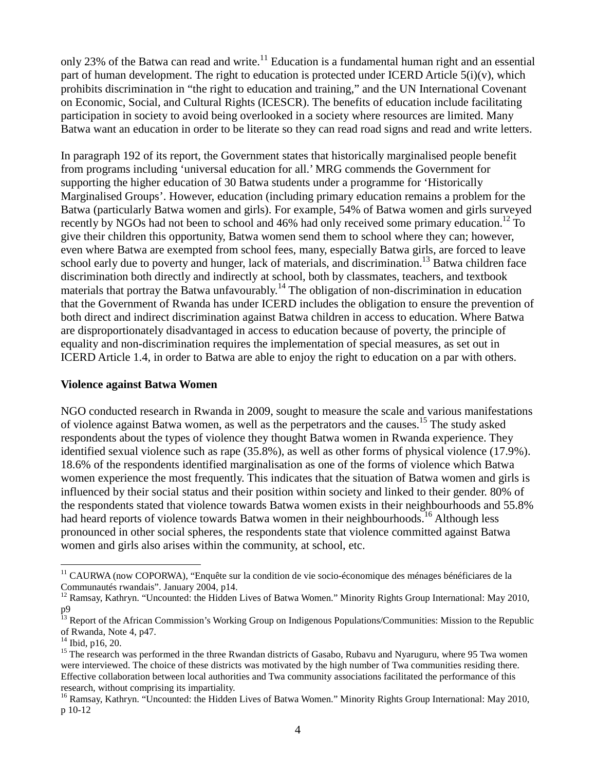only 23% of the Batwa can read and write.[11] Education is a fundamental human right and an essential part of human development. The right to education is protected under ICERD Article 5(i)(v), which prohibits discrimination in "the right to education and training," and the UN International Covenant on Economic, Social, and Cultural Rights (ICESCR). The benefits of education include facilitating participation in society to avoid being overlooked in a society where resources are limited. Many Batwa want an education in order to be literate so they can read road signs and read and write letters.

In paragraph 192 of its report, the Government states that historically marginalised people benefit from programs including 'universal education for all.' MRG commends the Government for supporting the higher education of 30 Batwa students under a programme for 'Historically Marginalised Groups'. However, education (including primary education remains a problem for the Batwa (particularly Batwa women and girls). For example, 54% of Batwa women and girls surveyed recently by NGOs had not been to school and 46% had only received some primary education.[12] To give their children this opportunity, Batwa women send them to school where they can; however, even where Batwa are exempted from school fees, many, especially Batwa girls, are forced to leave school early due to poverty and hunger, lack of materials, and discrimination.[13] Batwa children face discrimination both directly and indirectly at school, both by classmates, teachers, and textbook materials that portray the Batwa unfavourably.[14] The obligation of non-discrimination in education that the Government of Rwanda has under ICERD includes the obligation to ensure the prevention of both direct and indirect discrimination against Batwa children in access to education. Where Batwa are disproportionately disadvantaged in access to education because of poverty, the principle of equality and non-discrimination requires the implementation of special measures, as set out in ICERD Article 1.4, in order to Batwa are able to enjoy the right to education on a par with others.

**Violence against Batwa Women**

NGO conducted research in Rwanda in 2009, sought to measure the scale and various manifestations of violence against Batwa women, as well as the perpetrators and the causes.[15] The study asked respondents about the types of violence they thought Batwa women in Rwanda experience. They identified sexual violence such as rape (35.8%), as well as other forms of physical violence (17.9%). 18.6% of the respondents identified marginalisation as one of the forms of violence which Batwa women experience the most frequently. This indicates that the situation of Batwa women and girls is influenced by their social status and their position within society and linked to their gender. 80% of the respondents stated that violence towards Batwa women exists in their neighbourhoods and 55.8% had heard reports of violence towards Batwa women in their neighbourhoods.[16] Although less pronounced in other social spheres, the respondents state that violence committed against Batwa women and girls also arises within the community, at school, etc.

---

[11] CAURWA (now COPORWA), "Enquête sur la condition de vie socio-économique des ménages bénéficiares de la Communautés rwandais". January 2004, p14.

[12] Ramsay, Kathryn. "Uncounted: the Hidden Lives of Batwa Women." Minority Rights Group International: May 2010, p9

[13] Report of the African Commission's Working Group on Indigenous Populations/Communities: Mission to the Republic of Rwanda, Note 4, p47.

[14] Ibid, p16, 20.

[15] The research was performed in the three Rwandan districts of Gasabo, Rubavu and Nyaruguru, where 95 Twa women were interviewed. The choice of these districts was motivated by the high number of Twa communities residing there. Effective collaboration between local authorities and Twa community associations facilitated the performance of this research, without comprising its impartiality.

[16] Ramsay, Kathryn. "Uncounted: the Hidden Lives of Batwa Women." Minority Rights Group International: May 2010, p 10-12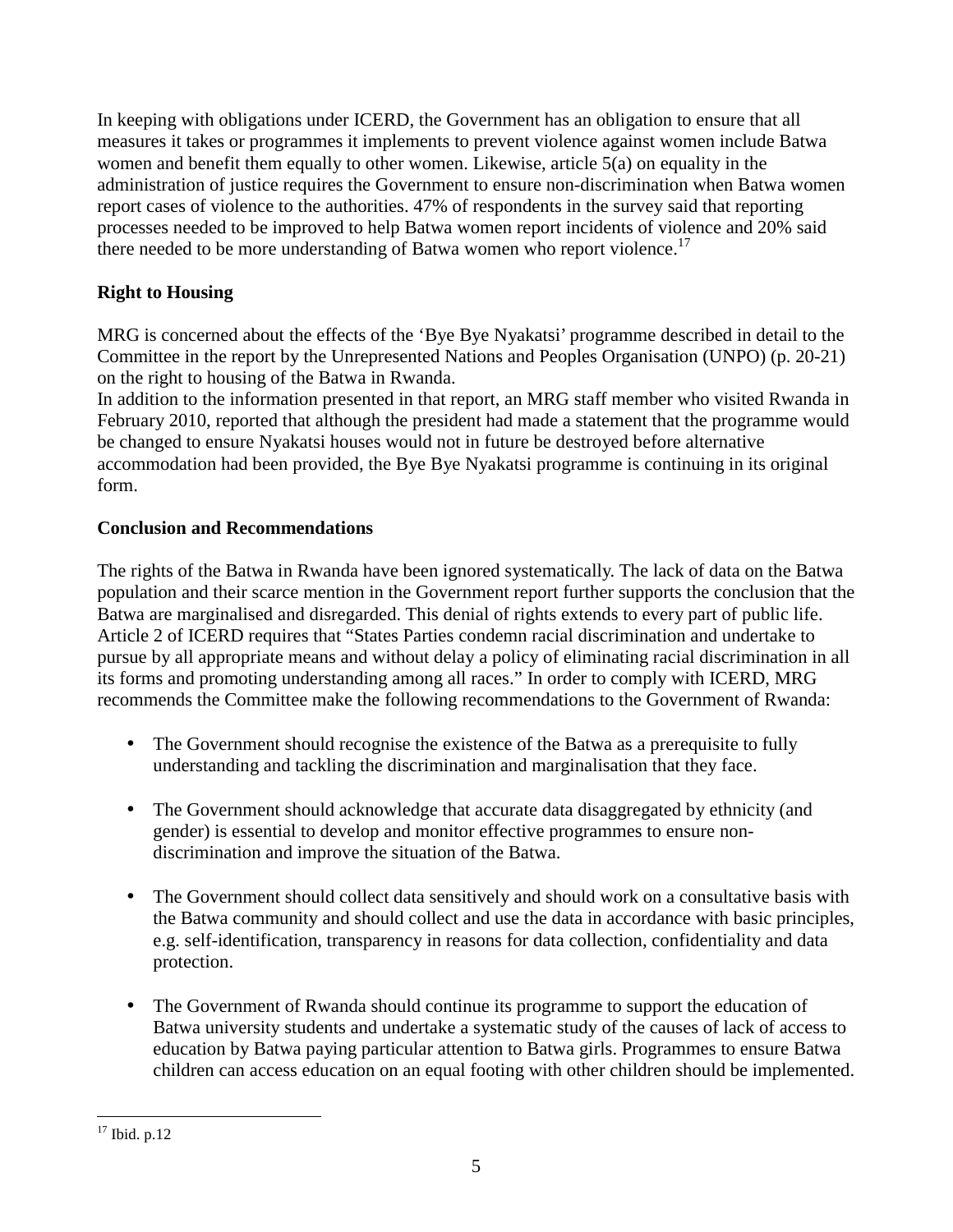In keeping with obligations under ICERD, the Government has an obligation to ensure that all measures it takes or programmes it implements to prevent violence against women include Batwa women and benefit them equally to other women. Likewise, article 5(a) on equality in the administration of justice requires the Government to ensure non-discrimination when Batwa women report cases of violence to the authorities. 47% of respondents in the survey said that reporting processes needed to be improved to help Batwa women report incidents of violence and 20% said there needed to be more understanding of Batwa women who report violence.[17]

**Right to Housing**

MRG is concerned about the effects of the 'Bye Bye Nyakatsi' programme described in detail to the Committee in the report by the Unrepresented Nations and Peoples Organisation (UNPO) (p. 20-21) on the right to housing of the Batwa in Rwanda.
In addition to the information presented in that report, an MRG staff member who visited Rwanda in February 2010, reported that although the president had made a statement that the programme would be changed to ensure Nyakatsi houses would not in future be destroyed before alternative accommodation had been provided, the Bye Bye Nyakatsi programme is continuing in its original form.

**Conclusion and Recommendations**

The rights of the Batwa in Rwanda have been ignored systematically. The lack of data on the Batwa population and their scarce mention in the Government report further supports the conclusion that the Batwa are marginalised and disregarded. This denial of rights extends to every part of public life. Article 2 of ICERD requires that "States Parties condemn racial discrimination and undertake to pursue by all appropriate means and without delay a policy of eliminating racial discrimination in all its forms and promoting understanding among all races." In order to comply with ICERD, MRG recommends the Committee make the following recommendations to the Government of Rwanda:

- The Government should recognise the existence of the Batwa as a prerequisite to fully understanding and tackling the discrimination and marginalisation that they face.

- The Government should acknowledge that accurate data disaggregated by ethnicity (and gender) is essential to develop and monitor effective programmes to ensure non-discrimination and improve the situation of the Batwa.

- The Government should collect data sensitively and should work on a consultative basis with the Batwa community and should collect and use the data in accordance with basic principles, e.g. self-identification, transparency in reasons for data collection, confidentiality and data protection.

- The Government of Rwanda should continue its programme to support the education of Batwa university students and undertake a systematic study of the causes of lack of access to education by Batwa paying particular attention to Batwa girls. Programmes to ensure Batwa children can access education on an equal footing with other children should be implemented.

[17] Ibid. p.12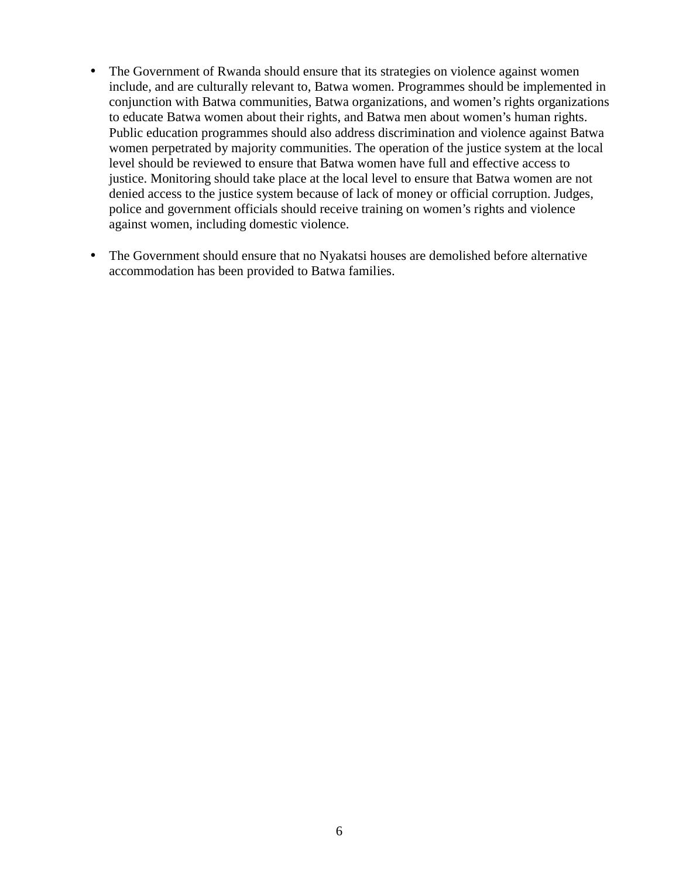- The Government of Rwanda should ensure that its strategies on violence against women include, and are culturally relevant to, Batwa women. Programmes should be implemented in conjunction with Batwa communities, Batwa organizations, and women's rights organizations to educate Batwa women about their rights, and Batwa men about women's human rights. Public education programmes should also address discrimination and violence against Batwa women perpetrated by majority communities. The operation of the justice system at the local level should be reviewed to ensure that Batwa women have full and effective access to justice. Monitoring should take place at the local level to ensure that Batwa women are not denied access to the justice system because of lack of money or official corruption. Judges, police and government officials should receive training on women's rights and violence against women, including domestic violence.

- The Government should ensure that no Nyakatsi houses are demolished before alternative accommodation has been provided to Batwa families.